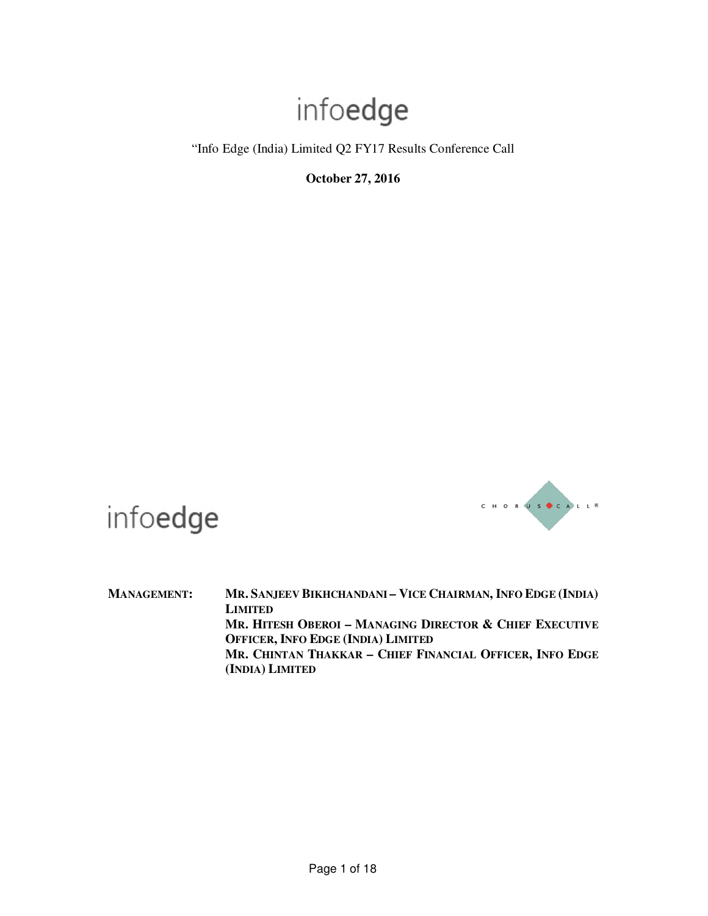infoedge

"Info Edge (India) Limited Q2 FY17 Results Conference Call

**October 27, 2016**

infoedge

CHORUS CALL®

**MANAGEMENT:** **MR. SANJEEV BIKHCHANDANI – VICE CHAIRMAN, INFO EDGE (INDIA) LIMITED**
**MR. HITESH OBEROI – MANAGING DIRECTOR & CHIEF EXECUTIVE OFFICER, INFO EDGE (INDIA) LIMITED**
**MR. CHINTAN THAKKAR – CHIEF FINANCIAL OFFICER, INFO EDGE (INDIA) LIMITED**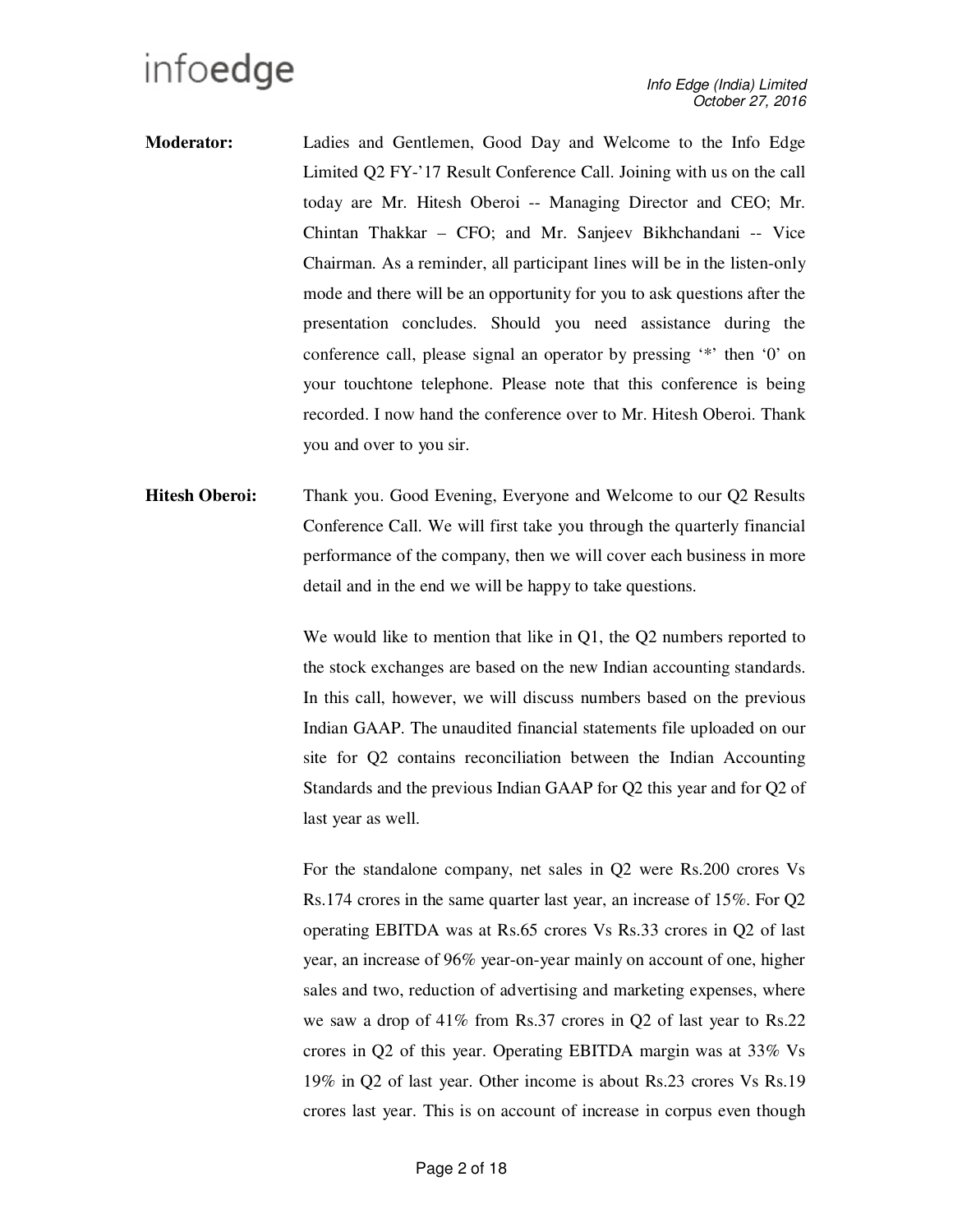**Moderator:** Ladies and Gentlemen, Good Day and Welcome to the Info Edge Limited Q2 FY-'17 Result Conference Call. Joining with us on the call today are Mr. Hitesh Oberoi -- Managing Director and CEO; Mr. Chintan Thakkar – CFO; and Mr. Sanjeev Bikhchandani -- Vice Chairman. As a reminder, all participant lines will be in the listen-only mode and there will be an opportunity for you to ask questions after the presentation concludes. Should you need assistance during the conference call, please signal an operator by pressing '*' then '0' on your touchtone telephone. Please note that this conference is being recorded. I now hand the conference over to Mr. Hitesh Oberoi. Thank you and over to you sir.

**Hitesh Oberoi:** Thank you. Good Evening, Everyone and Welcome to our Q2 Results Conference Call. We will first take you through the quarterly financial performance of the company, then we will cover each business in more detail and in the end we will be happy to take questions.

We would like to mention that like in Q1, the Q2 numbers reported to the stock exchanges are based on the new Indian accounting standards. In this call, however, we will discuss numbers based on the previous Indian GAAP. The unaudited financial statements file uploaded on our site for Q2 contains reconciliation between the Indian Accounting Standards and the previous Indian GAAP for Q2 this year and for Q2 of last year as well.

For the standalone company, net sales in Q2 were Rs.200 crores Vs Rs.174 crores in the same quarter last year, an increase of 15%. For Q2 operating EBITDA was at Rs.65 crores Vs Rs.33 crores in Q2 of last year, an increase of 96% year-on-year mainly on account of one, higher sales and two, reduction of advertising and marketing expenses, where we saw a drop of 41% from Rs.37 crores in Q2 of last year to Rs.22 crores in Q2 of this year. Operating EBITDA margin was at 33% Vs 19% in Q2 of last year. Other income is about Rs.23 crores Vs Rs.19 crores last year. This is on account of increase in corpus even though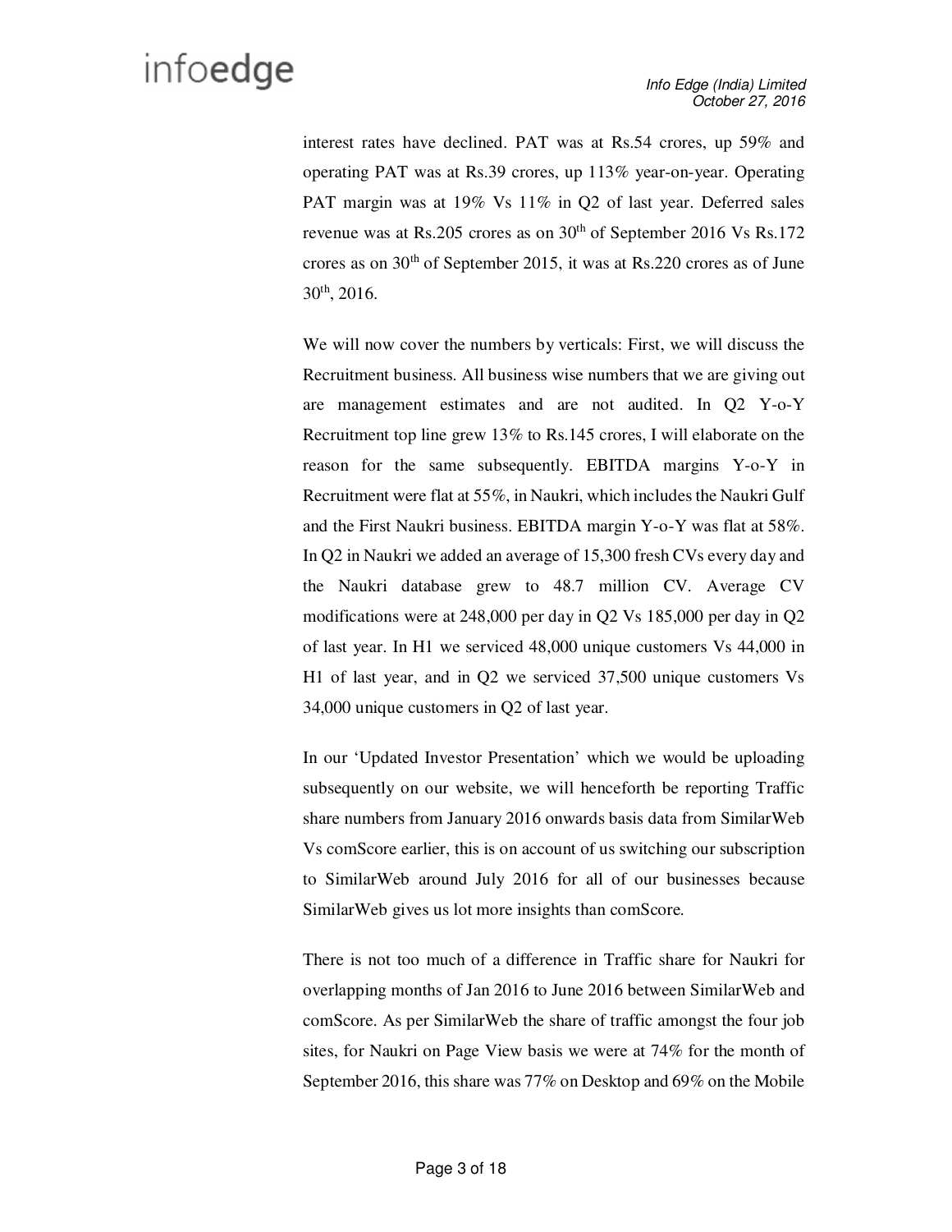interest rates have declined. PAT was at Rs.54 crores, up 59% and operating PAT was at Rs.39 crores, up 113% year-on-year. Operating PAT margin was at 19% Vs 11% in Q2 of last year. Deferred sales revenue was at Rs.205 crores as on 30th of September 2016 Vs Rs.172 crores as on 30th of September 2015, it was at Rs.220 crores as of June 30th, 2016.

We will now cover the numbers by verticals: First, we will discuss the Recruitment business. All business wise numbers that we are giving out are management estimates and are not audited. In Q2 Y-o-Y Recruitment top line grew 13% to Rs.145 crores, I will elaborate on the reason for the same subsequently. EBITDA margins Y-o-Y in Recruitment were flat at 55%, in Naukri, which includes the Naukri Gulf and the First Naukri business. EBITDA margin Y-o-Y was flat at 58%. In Q2 in Naukri we added an average of 15,300 fresh CVs every day and the Naukri database grew to 48.7 million CV. Average CV modifications were at 248,000 per day in Q2 Vs 185,000 per day in Q2 of last year. In H1 we serviced 48,000 unique customers Vs 44,000 in H1 of last year, and in Q2 we serviced 37,500 unique customers Vs 34,000 unique customers in Q2 of last year.

In our 'Updated Investor Presentation' which we would be uploading subsequently on our website, we will henceforth be reporting Traffic share numbers from January 2016 onwards basis data from SimilarWeb Vs comScore earlier, this is on account of us switching our subscription to SimilarWeb around July 2016 for all of our businesses because SimilarWeb gives us lot more insights than comScore.

There is not too much of a difference in Traffic share for Naukri for overlapping months of Jan 2016 to June 2016 between SimilarWeb and comScore. As per SimilarWeb the share of traffic amongst the four job sites, for Naukri on Page View basis we were at 74% for the month of September 2016, this share was 77% on Desktop and 69% on the Mobile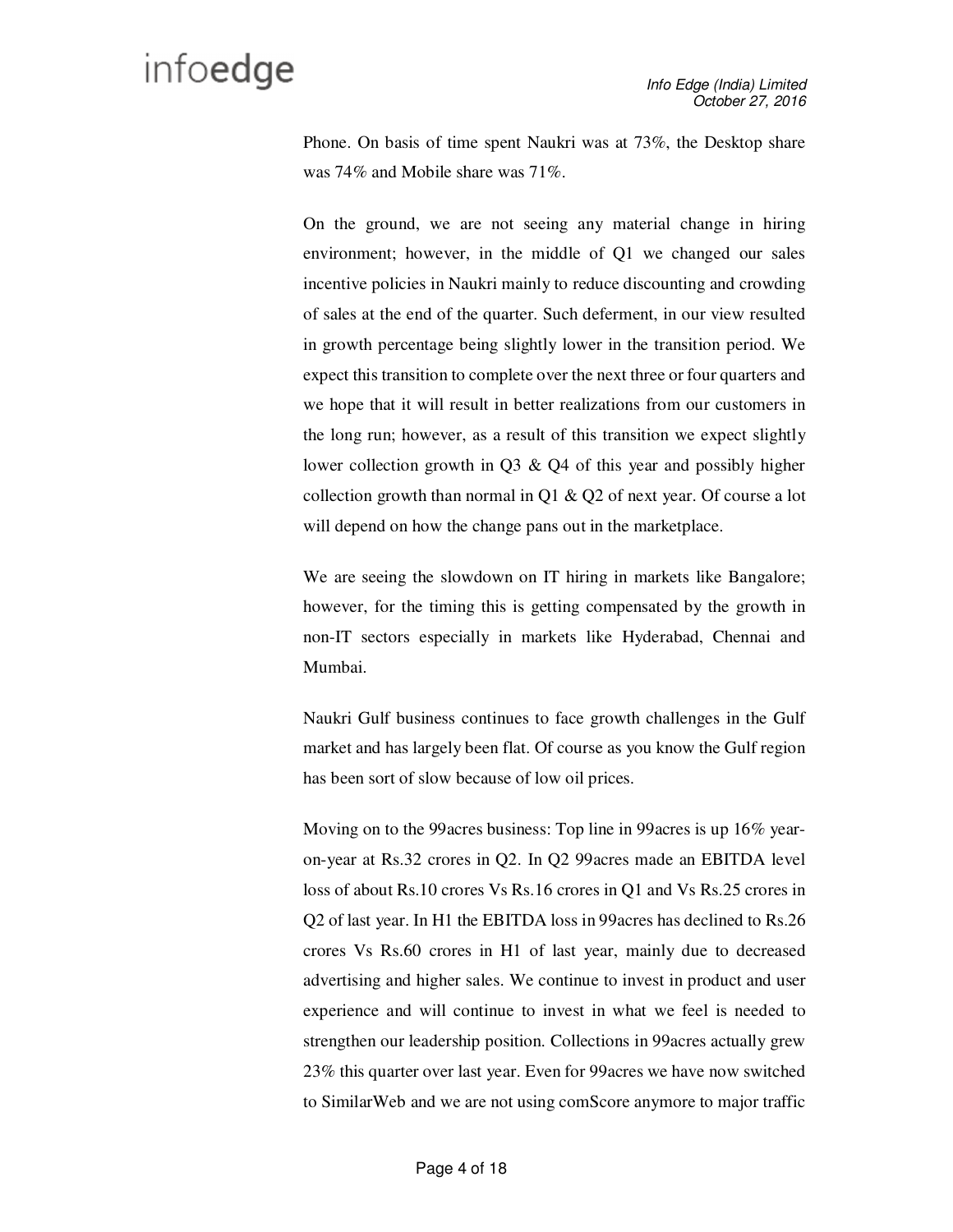Phone. On basis of time spent Naukri was at 73%, the Desktop share was 74% and Mobile share was 71%.

On the ground, we are not seeing any material change in hiring environment; however, in the middle of Q1 we changed our sales incentive policies in Naukri mainly to reduce discounting and crowding of sales at the end of the quarter. Such deferment, in our view resulted in growth percentage being slightly lower in the transition period. We expect this transition to complete over the next three or four quarters and we hope that it will result in better realizations from our customers in the long run; however, as a result of this transition we expect slightly lower collection growth in Q3 & Q4 of this year and possibly higher collection growth than normal in Q1 & Q2 of next year. Of course a lot will depend on how the change pans out in the marketplace.

We are seeing the slowdown on IT hiring in markets like Bangalore; however, for the timing this is getting compensated by the growth in non-IT sectors especially in markets like Hyderabad, Chennai and Mumbai.

Naukri Gulf business continues to face growth challenges in the Gulf market and has largely been flat. Of course as you know the Gulf region has been sort of slow because of low oil prices.

Moving on to the 99acres business: Top line in 99acres is up 16% year-on-year at Rs.32 crores in Q2. In Q2 99acres made an EBITDA level loss of about Rs.10 crores Vs Rs.16 crores in Q1 and Vs Rs.25 crores in Q2 of last year. In H1 the EBITDA loss in 99acres has declined to Rs.26 crores Vs Rs.60 crores in H1 of last year, mainly due to decreased advertising and higher sales. We continue to invest in product and user experience and will continue to invest in what we feel is needed to strengthen our leadership position. Collections in 99acres actually grew 23% this quarter over last year. Even for 99acres we have now switched to SimilarWeb and we are not using comScore anymore to major traffic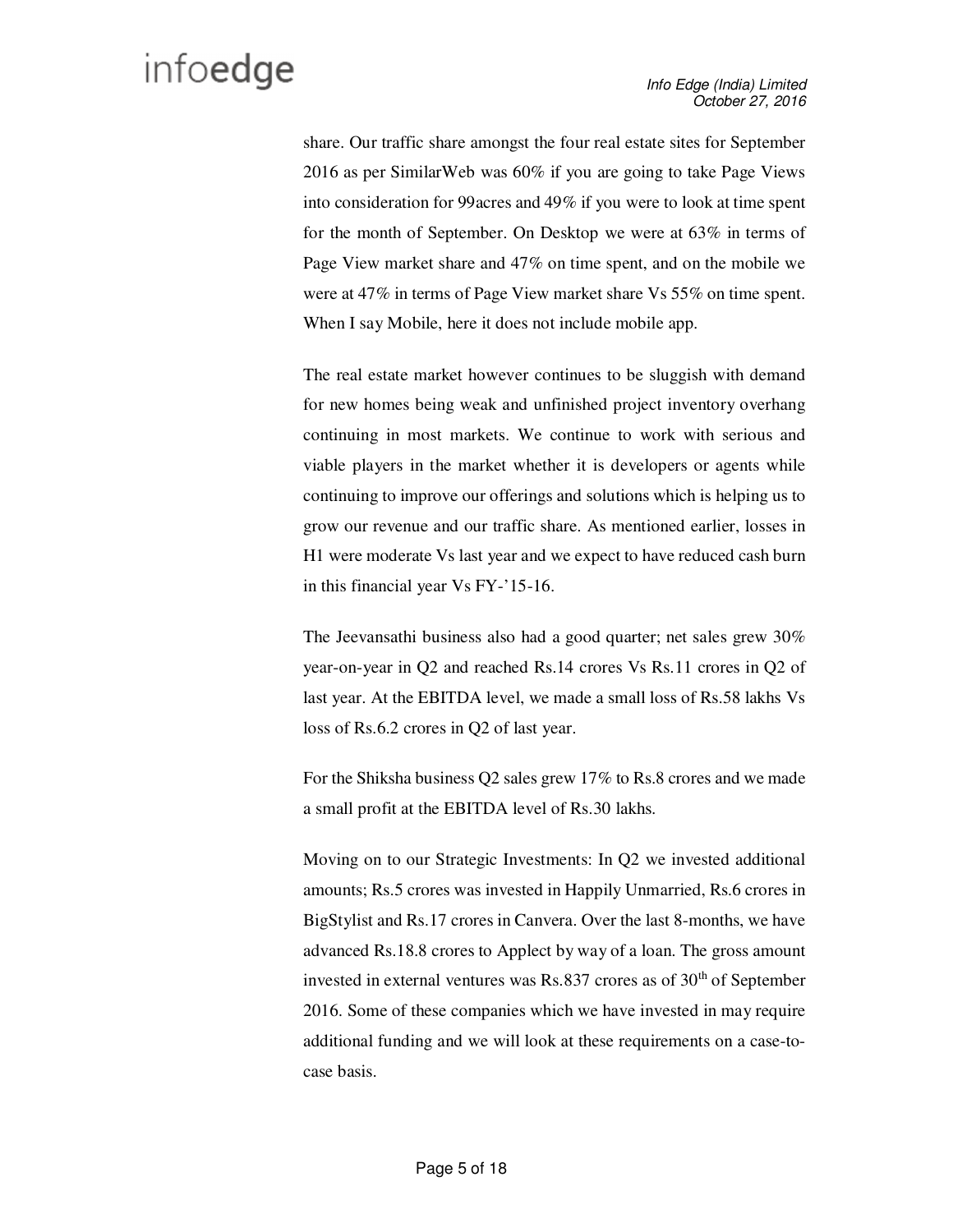share. Our traffic share amongst the four real estate sites for September 2016 as per SimilarWeb was 60% if you are going to take Page Views into consideration for 99acres and 49% if you were to look at time spent for the month of September. On Desktop we were at 63% in terms of Page View market share and 47% on time spent, and on the mobile we were at 47% in terms of Page View market share Vs 55% on time spent. When I say Mobile, here it does not include mobile app.

The real estate market however continues to be sluggish with demand for new homes being weak and unfinished project inventory overhang continuing in most markets. We continue to work with serious and viable players in the market whether it is developers or agents while continuing to improve our offerings and solutions which is helping us to grow our revenue and our traffic share. As mentioned earlier, losses in H1 were moderate Vs last year and we expect to have reduced cash burn in this financial year Vs FY-'15-16.

The Jeevansathi business also had a good quarter; net sales grew 30% year-on-year in Q2 and reached Rs.14 crores Vs Rs.11 crores in Q2 of last year. At the EBITDA level, we made a small loss of Rs.58 lakhs Vs loss of Rs.6.2 crores in Q2 of last year.

For the Shiksha business Q2 sales grew 17% to Rs.8 crores and we made a small profit at the EBITDA level of Rs.30 lakhs.

Moving on to our Strategic Investments: In Q2 we invested additional amounts; Rs.5 crores was invested in Happily Unmarried, Rs.6 crores in BigStylist and Rs.17 crores in Canvera. Over the last 8-months, we have advanced Rs.18.8 crores to Applect by way of a loan. The gross amount invested in external ventures was Rs.837 crores as of 30th of September 2016. Some of these companies which we have invested in may require additional funding and we will look at these requirements on a case-to-case basis.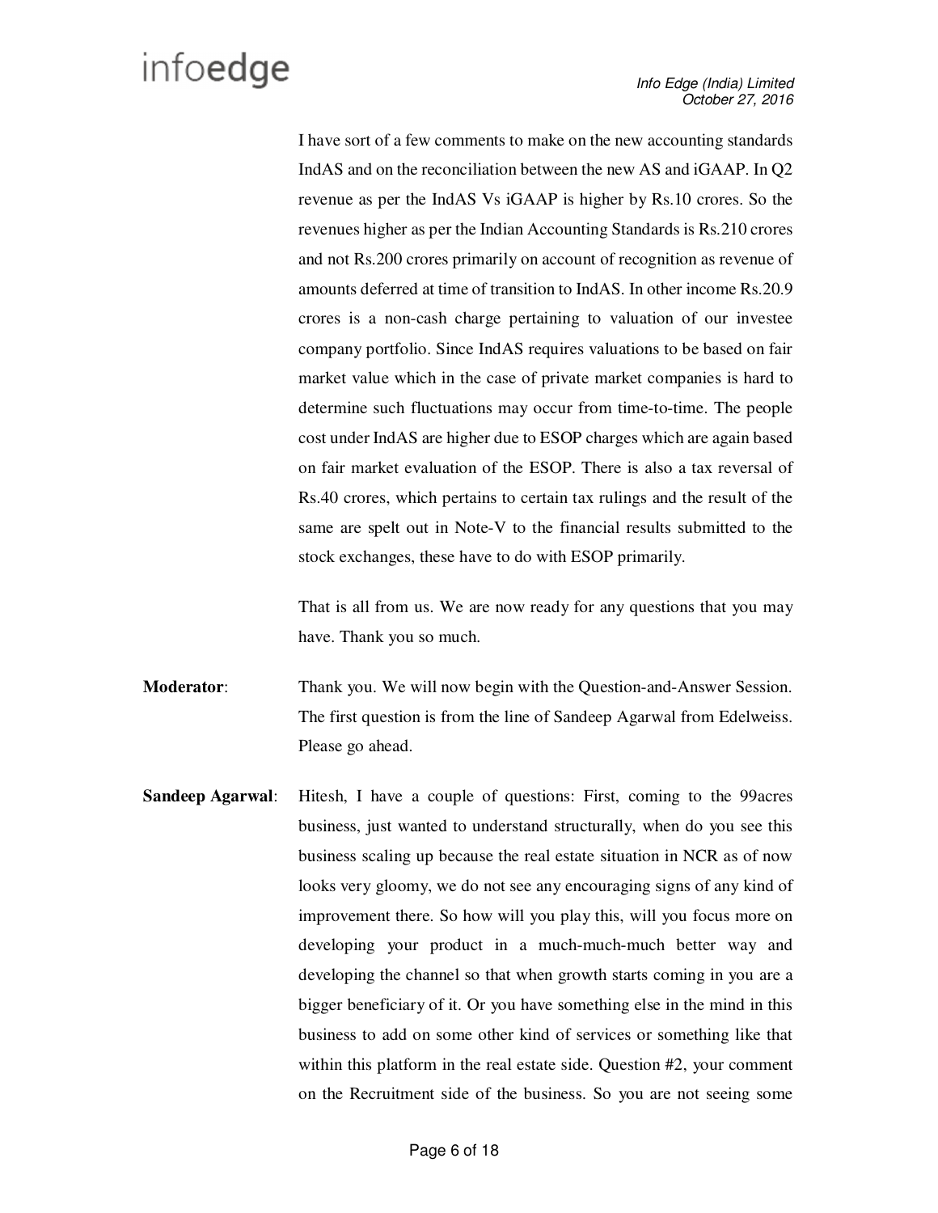I have sort of a few comments to make on the new accounting standards IndAS and on the reconciliation between the new AS and iGAAP. In Q2 revenue as per the IndAS Vs iGAAP is higher by Rs.10 crores. So the revenues higher as per the Indian Accounting Standards is Rs.210 crores and not Rs.200 crores primarily on account of recognition as revenue of amounts deferred at time of transition to IndAS. In other income Rs.20.9 crores is a non-cash charge pertaining to valuation of our investee company portfolio. Since IndAS requires valuations to be based on fair market value which in the case of private market companies is hard to determine such fluctuations may occur from time-to-time. The people cost under IndAS are higher due to ESOP charges which are again based on fair market evaluation of the ESOP. There is also a tax reversal of Rs.40 crores, which pertains to certain tax rulings and the result of the same are spelt out in Note-V to the financial results submitted to the stock exchanges, these have to do with ESOP primarily.

That is all from us. We are now ready for any questions that you may have. Thank you so much.

**Moderator**: Thank you. We will now begin with the Question-and-Answer Session. The first question is from the line of Sandeep Agarwal from Edelweiss. Please go ahead.

**Sandeep Agarwal**: Hitesh, I have a couple of questions: First, coming to the 99acres business, just wanted to understand structurally, when do you see this business scaling up because the real estate situation in NCR as of now looks very gloomy, we do not see any encouraging signs of any kind of improvement there. So how will you play this, will you focus more on developing your product in a much-much-much better way and developing the channel so that when growth starts coming in you are a bigger beneficiary of it. Or you have something else in the mind in this business to add on some other kind of services or something like that within this platform in the real estate side. Question #2, your comment on the Recruitment side of the business. So you are not seeing some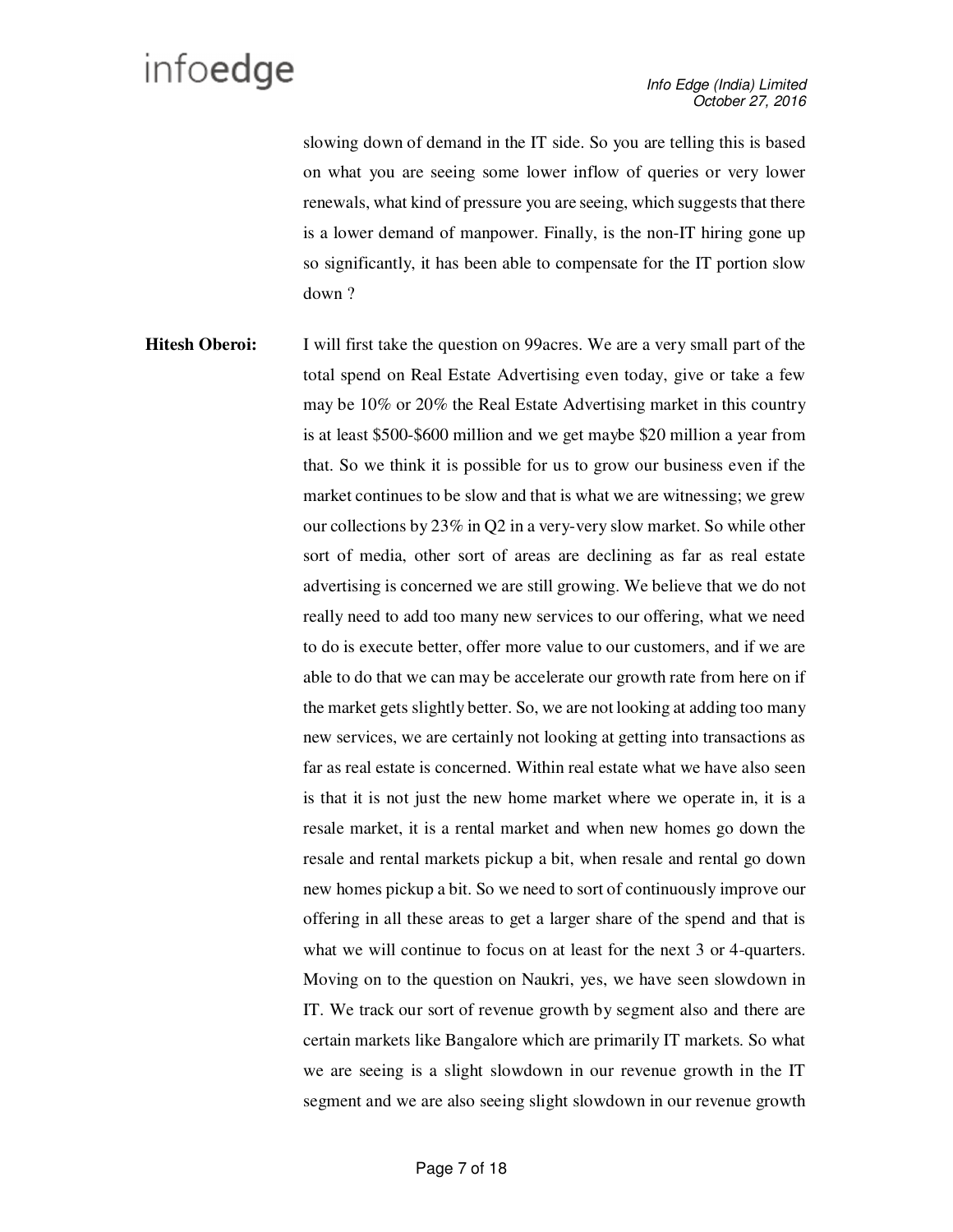slowing down of demand in the IT side. So you are telling this is based on what you are seeing some lower inflow of queries or very lower renewals, what kind of pressure you are seeing, which suggests that there is a lower demand of manpower. Finally, is the non-IT hiring gone up so significantly, it has been able to compensate for the IT portion slow down ?

**Hitesh Oberoi:** I will first take the question on 99acres. We are a very small part of the total spend on Real Estate Advertising even today, give or take a few may be 10% or 20% the Real Estate Advertising market in this country is at least \$500-\$600 million and we get maybe \$20 million a year from that. So we think it is possible for us to grow our business even if the market continues to be slow and that is what we are witnessing; we grew our collections by 23% in Q2 in a very-very slow market. So while other sort of media, other sort of areas are declining as far as real estate advertising is concerned we are still growing. We believe that we do not really need to add too many new services to our offering, what we need to do is execute better, offer more value to our customers, and if we are able to do that we can may be accelerate our growth rate from here on if the market gets slightly better. So, we are not looking at adding too many new services, we are certainly not looking at getting into transactions as far as real estate is concerned. Within real estate what we have also seen is that it is not just the new home market where we operate in, it is a resale market, it is a rental market and when new homes go down the resale and rental markets pickup a bit, when resale and rental go down new homes pickup a bit. So we need to sort of continuously improve our offering in all these areas to get a larger share of the spend and that is what we will continue to focus on at least for the next 3 or 4-quarters. Moving on to the question on Naukri, yes, we have seen slowdown in IT. We track our sort of revenue growth by segment also and there are certain markets like Bangalore which are primarily IT markets. So what we are seeing is a slight slowdown in our revenue growth in the IT segment and we are also seeing slight slowdown in our revenue growth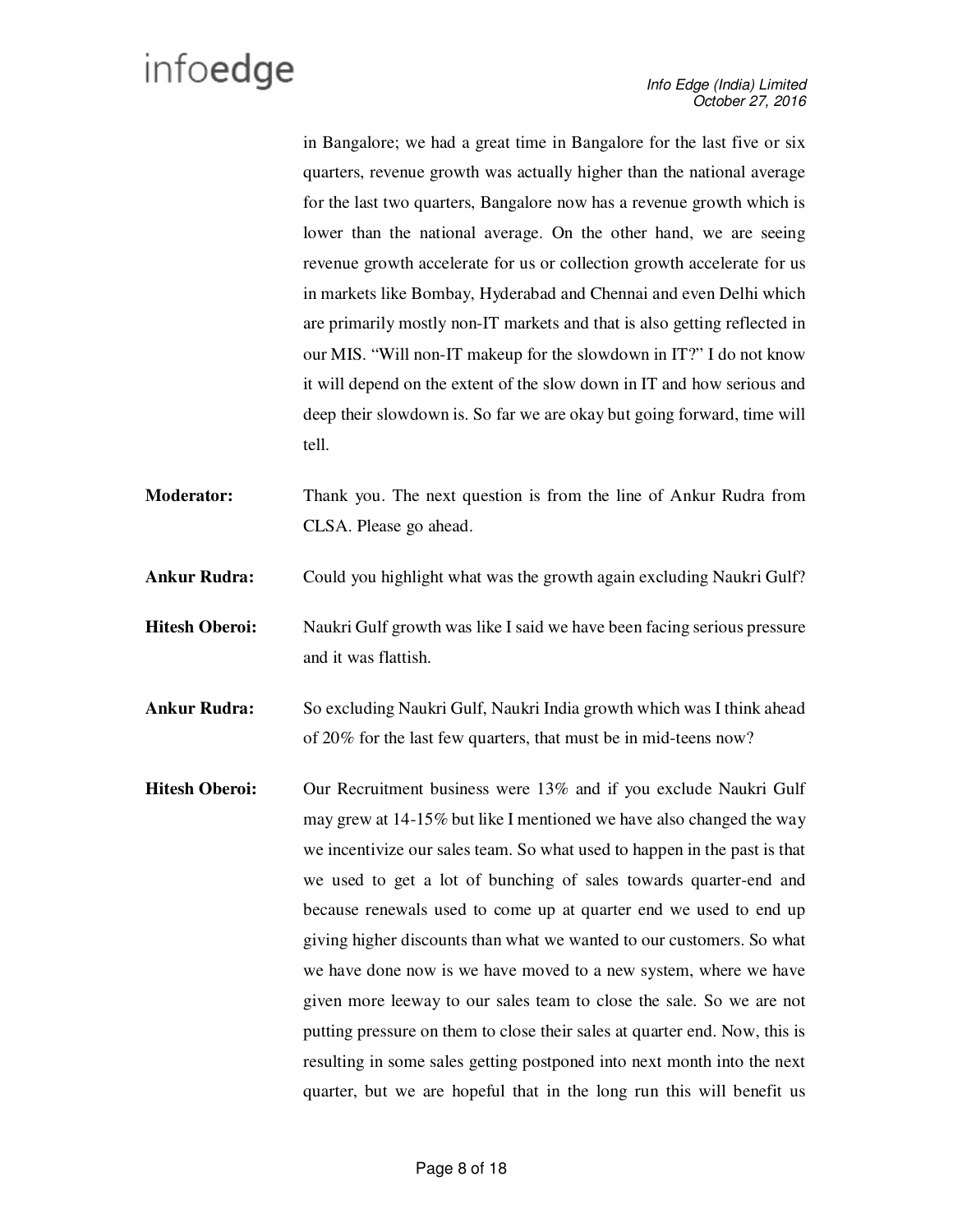in Bangalore; we had a great time in Bangalore for the last five or six quarters, revenue growth was actually higher than the national average for the last two quarters, Bangalore now has a revenue growth which is lower than the national average. On the other hand, we are seeing revenue growth accelerate for us or collection growth accelerate for us in markets like Bombay, Hyderabad and Chennai and even Delhi which are primarily mostly non-IT markets and that is also getting reflected in our MIS. "Will non-IT makeup for the slowdown in IT?" I do not know it will depend on the extent of the slow down in IT and how serious and deep their slowdown is. So far we are okay but going forward, time will tell.

**Moderator:** Thank you. The next question is from the line of Ankur Rudra from CLSA. Please go ahead.

**Ankur Rudra:** Could you highlight what was the growth again excluding Naukri Gulf?

**Hitesh Oberoi:** Naukri Gulf growth was like I said we have been facing serious pressure and it was flattish.

**Ankur Rudra:** So excluding Naukri Gulf, Naukri India growth which was I think ahead of 20% for the last few quarters, that must be in mid-teens now?

**Hitesh Oberoi:** Our Recruitment business were 13% and if you exclude Naukri Gulf may grew at 14-15% but like I mentioned we have also changed the way we incentivize our sales team. So what used to happen in the past is that we used to get a lot of bunching of sales towards quarter-end and because renewals used to come up at quarter end we used to end up giving higher discounts than what we wanted to our customers. So what we have done now is we have moved to a new system, where we have given more leeway to our sales team to close the sale. So we are not putting pressure on them to close their sales at quarter end. Now, this is resulting in some sales getting postponed into next month into the next quarter, but we are hopeful that in the long run this will benefit us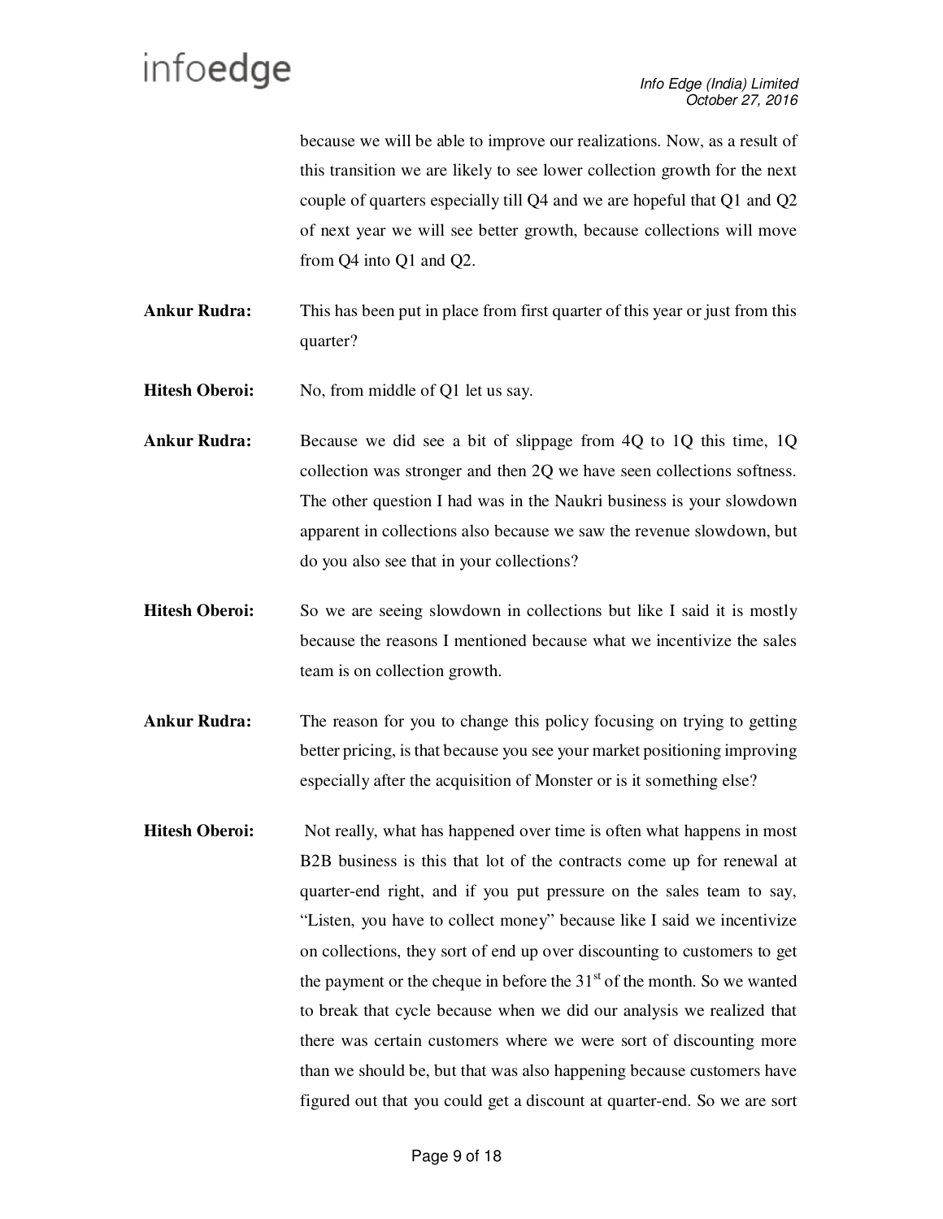because we will be able to improve our realizations. Now, as a result of this transition we are likely to see lower collection growth for the next couple of quarters especially till Q4 and we are hopeful that Q1 and Q2 of next year we will see better growth, because collections will move from Q4 into Q1 and Q2.

**Ankur Rudra:** This has been put in place from first quarter of this year or just from this quarter?

**Hitesh Oberoi:** No, from middle of Q1 let us say.

**Ankur Rudra:** Because we did see a bit of slippage from 4Q to 1Q this time, 1Q collection was stronger and then 2Q we have seen collections softness. The other question I had was in the Naukri business is your slowdown apparent in collections also because we saw the revenue slowdown, but do you also see that in your collections?

**Hitesh Oberoi:** So we are seeing slowdown in collections but like I said it is mostly because the reasons I mentioned because what we incentivize the sales team is on collection growth.

**Ankur Rudra:** The reason for you to change this policy focusing on trying to getting better pricing, is that because you see your market positioning improving especially after the acquisition of Monster or is it something else?

**Hitesh Oberoi:** Not really, what has happened over time is often what happens in most B2B business is this that lot of the contracts come up for renewal at quarter-end right, and if you put pressure on the sales team to say, "Listen, you have to collect money" because like I said we incentivize on collections, they sort of end up over discounting to customers to get the payment or the cheque in before the 31st of the month. So we wanted to break that cycle because when we did our analysis we realized that there was certain customers where we were sort of discounting more than we should be, but that was also happening because customers have figured out that you could get a discount at quarter-end. So we are sort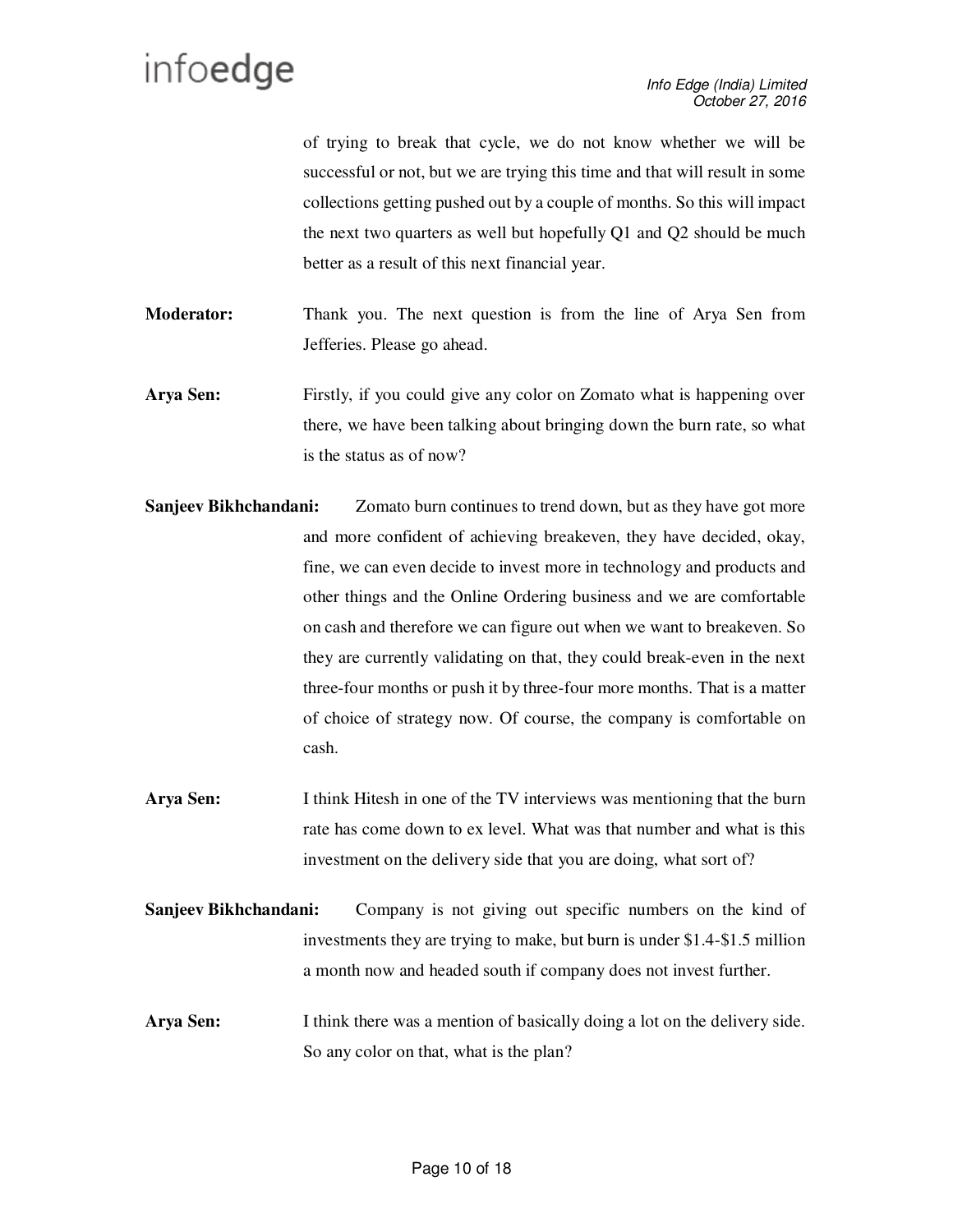of trying to break that cycle, we do not know whether we will be successful or not, but we are trying this time and that will result in some collections getting pushed out by a couple of months. So this will impact the next two quarters as well but hopefully Q1 and Q2 should be much better as a result of this next financial year.

**Moderator:** Thank you. The next question is from the line of Arya Sen from Jefferies. Please go ahead.

**Arya Sen:** Firstly, if you could give any color on Zomato what is happening over there, we have been talking about bringing down the burn rate, so what is the status as of now?

**Sanjeev Bikhchandani:** Zomato burn continues to trend down, but as they have got more and more confident of achieving breakeven, they have decided, okay, fine, we can even decide to invest more in technology and products and other things and the Online Ordering business and we are comfortable on cash and therefore we can figure out when we want to breakeven. So they are currently validating on that, they could break-even in the next three-four months or push it by three-four more months. That is a matter of choice of strategy now. Of course, the company is comfortable on cash.

**Arya Sen:** I think Hitesh in one of the TV interviews was mentioning that the burn rate has come down to ex level. What was that number and what is this investment on the delivery side that you are doing, what sort of?

**Sanjeev Bikhchandani:** Company is not giving out specific numbers on the kind of investments they are trying to make, but burn is under $1.4-$1.5 million a month now and headed south if company does not invest further.

**Arya Sen:** I think there was a mention of basically doing a lot on the delivery side. So any color on that, what is the plan?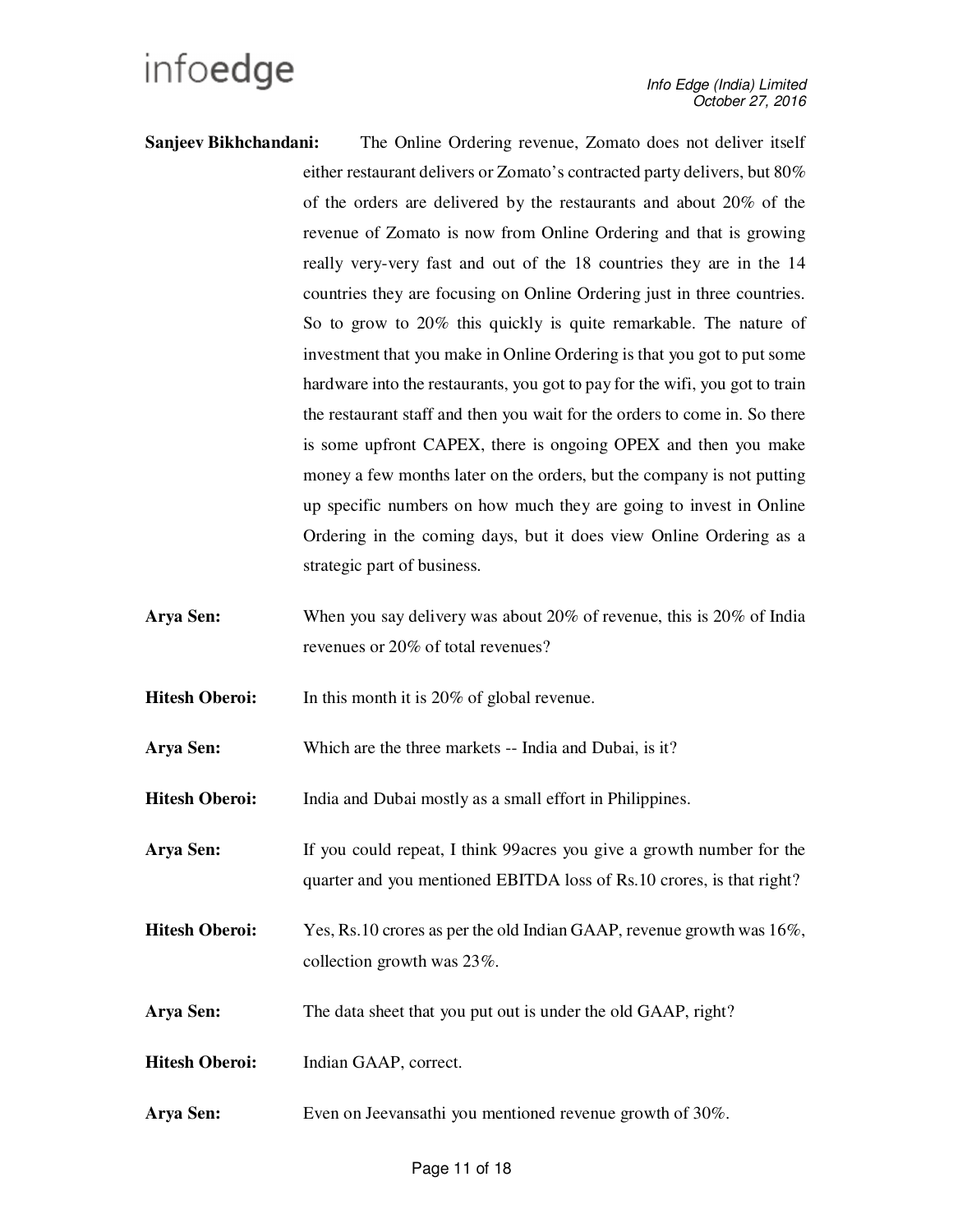**Sanjeev Bikhchandani:** The Online Ordering revenue, Zomato does not deliver itself either restaurant delivers or Zomato's contracted party delivers, but 80% of the orders are delivered by the restaurants and about 20% of the revenue of Zomato is now from Online Ordering and that is growing really very-very fast and out of the 18 countries they are in the 14 countries they are focusing on Online Ordering just in three countries. So to grow to 20% this quickly is quite remarkable. The nature of investment that you make in Online Ordering is that you got to put some hardware into the restaurants, you got to pay for the wifi, you got to train the restaurant staff and then you wait for the orders to come in. So there is some upfront CAPEX, there is ongoing OPEX and then you make money a few months later on the orders, but the company is not putting up specific numbers on how much they are going to invest in Online Ordering in the coming days, but it does view Online Ordering as a strategic part of business.

**Arya Sen:** When you say delivery was about 20% of revenue, this is 20% of India revenues or 20% of total revenues?

**Hitesh Oberoi:** In this month it is 20% of global revenue.

**Arya Sen:** Which are the three markets -- India and Dubai, is it?

**Hitesh Oberoi:** India and Dubai mostly as a small effort in Philippines.

**Arya Sen:** If you could repeat, I think 99acres you give a growth number for the quarter and you mentioned EBITDA loss of Rs.10 crores, is that right?

**Hitesh Oberoi:** Yes, Rs.10 crores as per the old Indian GAAP, revenue growth was 16%, collection growth was 23%.

**Arya Sen:** The data sheet that you put out is under the old GAAP, right?

**Hitesh Oberoi:** Indian GAAP, correct.

**Arya Sen:** Even on Jeevansathi you mentioned revenue growth of 30%.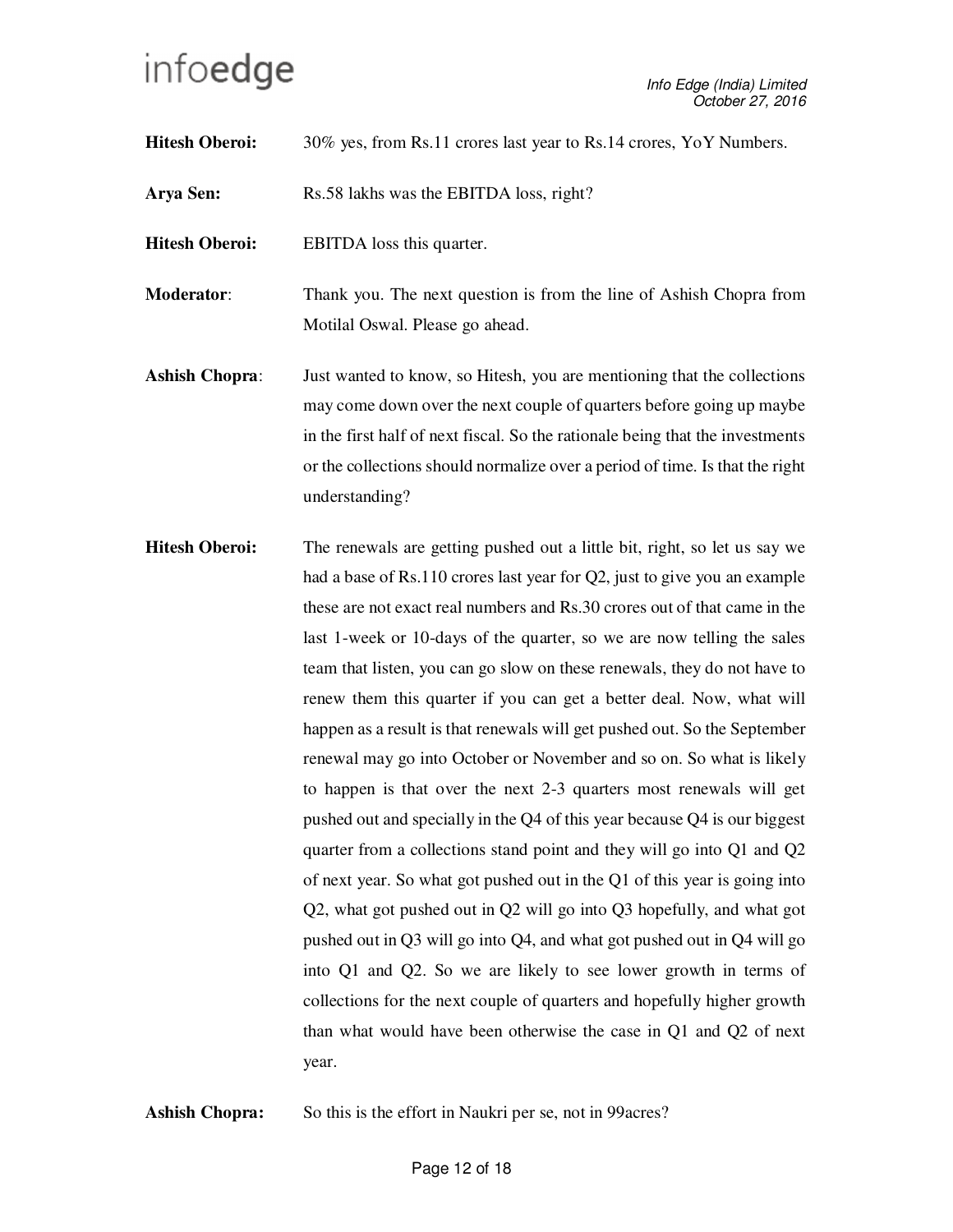**Hitesh Oberoi:** 30% yes, from Rs.11 crores last year to Rs.14 crores, YoY Numbers.

**Arya Sen:** Rs.58 lakhs was the EBITDA loss, right?

**Hitesh Oberoi:** EBITDA loss this quarter.

**Moderator**: Thank you. The next question is from the line of Ashish Chopra from Motilal Oswal. Please go ahead.

**Ashish Chopra**: Just wanted to know, so Hitesh, you are mentioning that the collections may come down over the next couple of quarters before going up maybe in the first half of next fiscal. So the rationale being that the investments or the collections should normalize over a period of time. Is that the right understanding?

**Hitesh Oberoi:** The renewals are getting pushed out a little bit, right, so let us say we had a base of Rs.110 crores last year for Q2, just to give you an example these are not exact real numbers and Rs.30 crores out of that came in the last 1-week or 10-days of the quarter, so we are now telling the sales team that listen, you can go slow on these renewals, they do not have to renew them this quarter if you can get a better deal. Now, what will happen as a result is that renewals will get pushed out. So the September renewal may go into October or November and so on. So what is likely to happen is that over the next 2-3 quarters most renewals will get pushed out and specially in the Q4 of this year because Q4 is our biggest quarter from a collections stand point and they will go into Q1 and Q2 of next year. So what got pushed out in the Q1 of this year is going into Q2, what got pushed out in Q2 will go into Q3 hopefully, and what got pushed out in Q3 will go into Q4, and what got pushed out in Q4 will go into Q1 and Q2. So we are likely to see lower growth in terms of collections for the next couple of quarters and hopefully higher growth than what would have been otherwise the case in Q1 and Q2 of next year.

**Ashish Chopra:** So this is the effort in Naukri per se, not in 99acres?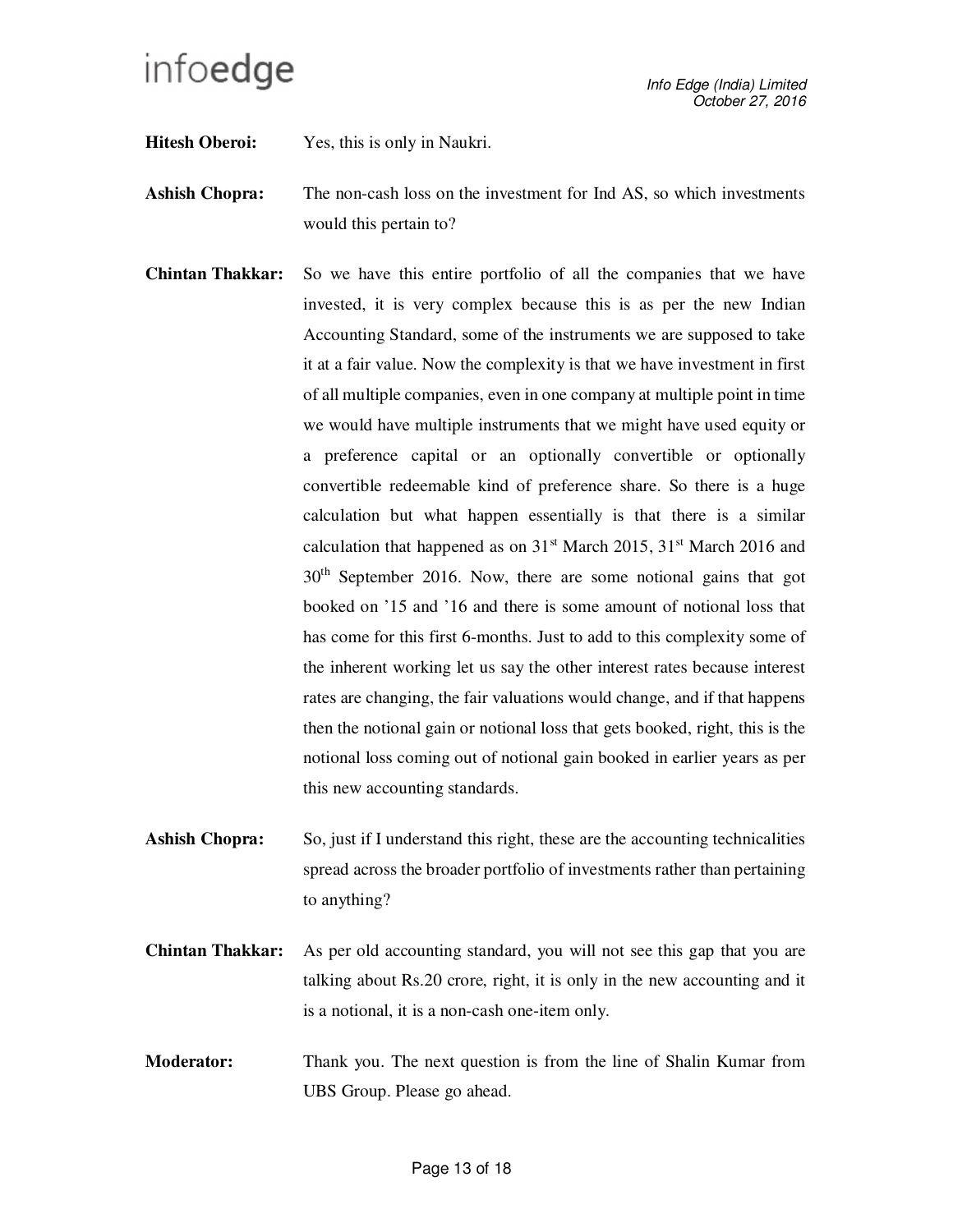**Hitesh Oberoi:** Yes, this is only in Naukri.

**Ashish Chopra:** The non-cash loss on the investment for Ind AS, so which investments would this pertain to?

**Chintan Thakkar:** So we have this entire portfolio of all the companies that we have invested, it is very complex because this is as per the new Indian Accounting Standard, some of the instruments we are supposed to take it at a fair value. Now the complexity is that we have investment in first of all multiple companies, even in one company at multiple point in time we would have multiple instruments that we might have used equity or a preference capital or an optionally convertible or optionally convertible redeemable kind of preference share. So there is a huge calculation but what happen essentially is that there is a similar calculation that happened as on 31st March 2015, 31st March 2016 and 30th September 2016. Now, there are some notional gains that got booked on '15 and '16 and there is some amount of notional loss that has come for this first 6-months. Just to add to this complexity some of the inherent working let us say the other interest rates because interest rates are changing, the fair valuations would change, and if that happens then the notional gain or notional loss that gets booked, right, this is the notional loss coming out of notional gain booked in earlier years as per this new accounting standards.

**Ashish Chopra:** So, just if I understand this right, these are the accounting technicalities spread across the broader portfolio of investments rather than pertaining to anything?

**Chintan Thakkar:** As per old accounting standard, you will not see this gap that you are talking about Rs.20 crore, right, it is only in the new accounting and it is a notional, it is a non-cash one-item only.

**Moderator:** Thank you. The next question is from the line of Shalin Kumar from UBS Group. Please go ahead.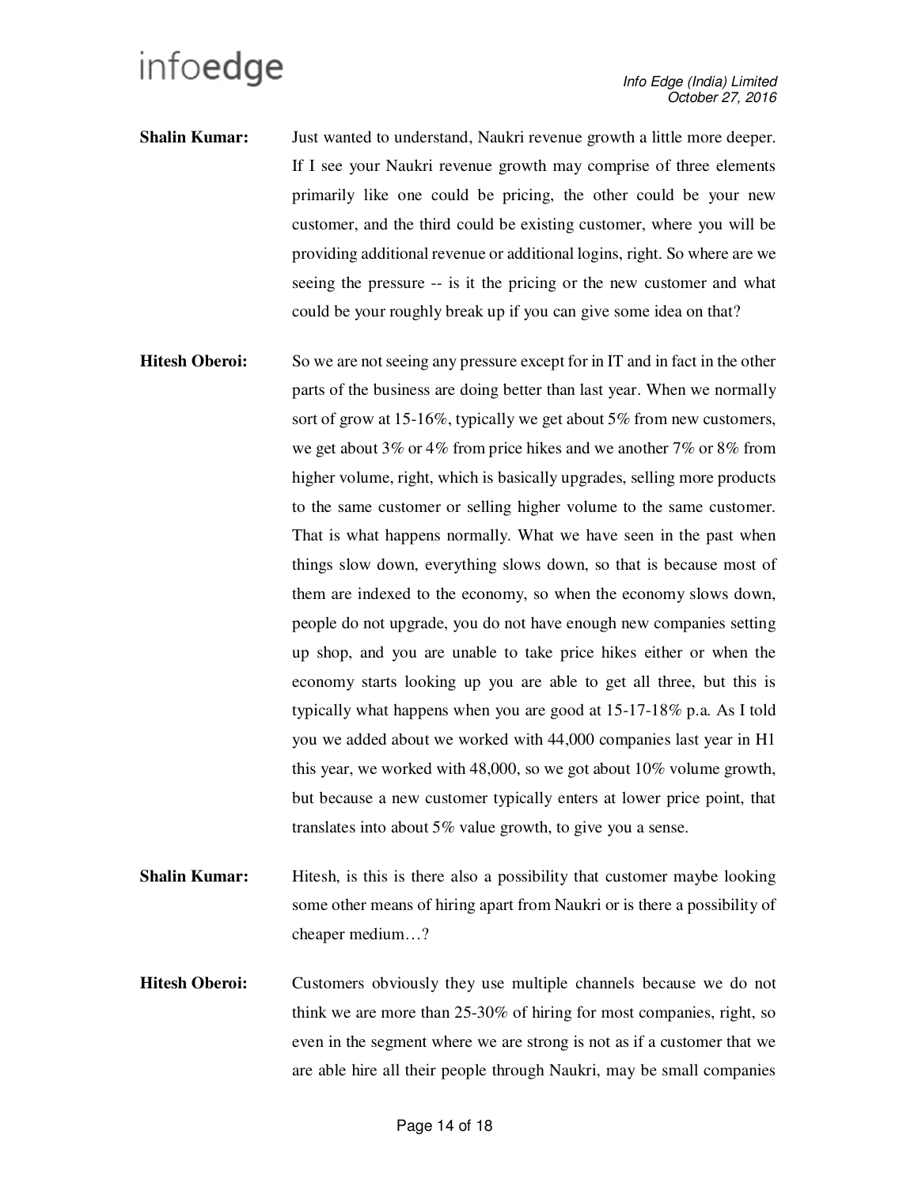**Shalin Kumar:** Just wanted to understand, Naukri revenue growth a little more deeper. If I see your Naukri revenue growth may comprise of three elements primarily like one could be pricing, the other could be your new customer, and the third could be existing customer, where you will be providing additional revenue or additional logins, right. So where are we seeing the pressure -- is it the pricing or the new customer and what could be your roughly break up if you can give some idea on that?

**Hitesh Oberoi:** So we are not seeing any pressure except for in IT and in fact in the other parts of the business are doing better than last year. When we normally sort of grow at 15-16%, typically we get about 5% from new customers, we get about 3% or 4% from price hikes and we another 7% or 8% from higher volume, right, which is basically upgrades, selling more products to the same customer or selling higher volume to the same customer. That is what happens normally. What we have seen in the past when things slow down, everything slows down, so that is because most of them are indexed to the economy, so when the economy slows down, people do not upgrade, you do not have enough new companies setting up shop, and you are unable to take price hikes either or when the economy starts looking up you are able to get all three, but this is typically what happens when you are good at 15-17-18% p.a. As I told you we added about we worked with 44,000 companies last year in H1 this year, we worked with 48,000, so we got about 10% volume growth, but because a new customer typically enters at lower price point, that translates into about 5% value growth, to give you a sense.

**Shalin Kumar:** Hitesh, is this is there also a possibility that customer maybe looking some other means of hiring apart from Naukri or is there a possibility of cheaper medium…?

**Hitesh Oberoi:** Customers obviously they use multiple channels because we do not think we are more than 25-30% of hiring for most companies, right, so even in the segment where we are strong is not as if a customer that we are able hire all their people through Naukri, may be small companies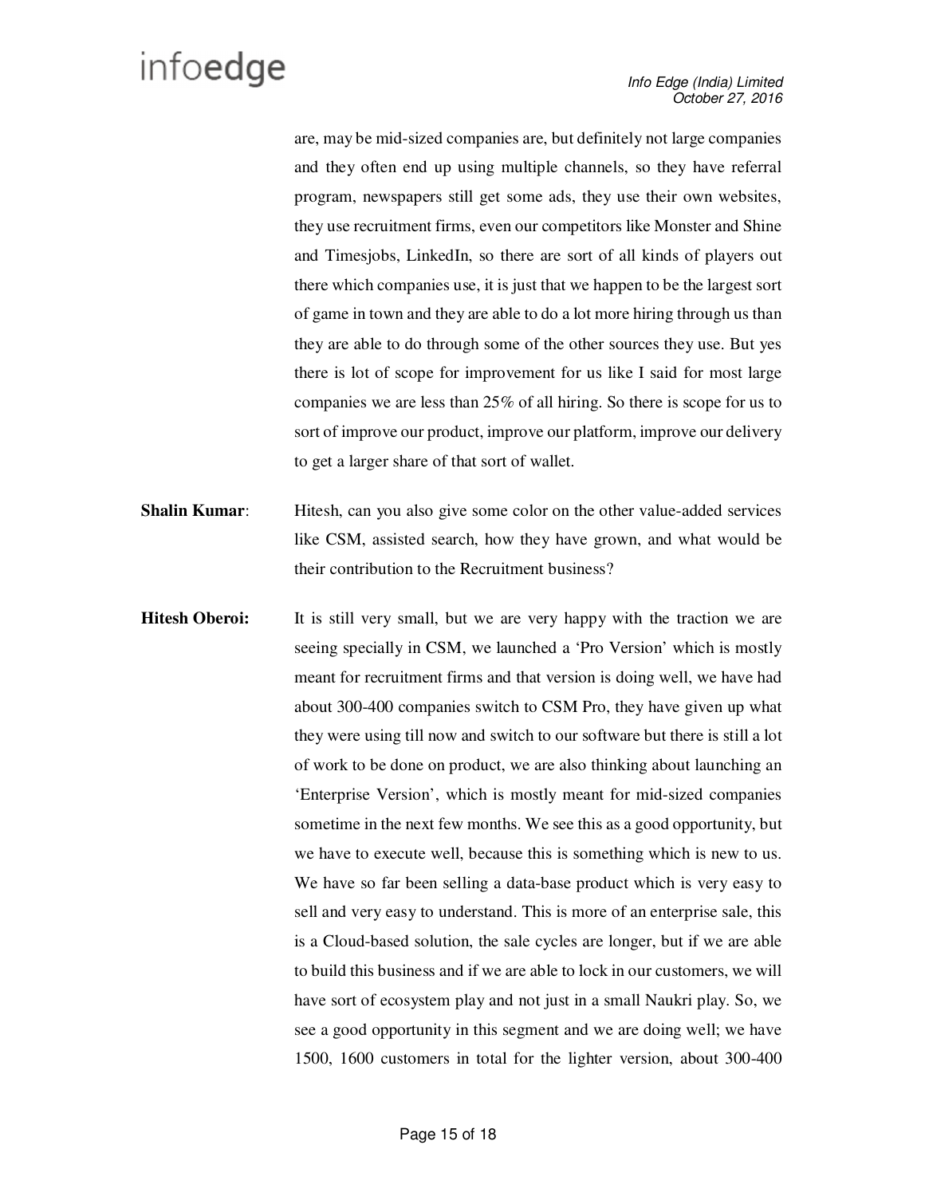are, may be mid-sized companies are, but definitely not large companies and they often end up using multiple channels, so they have referral program, newspapers still get some ads, they use their own websites, they use recruitment firms, even our competitors like Monster and Shine and Timesjobs, LinkedIn, so there are sort of all kinds of players out there which companies use, it is just that we happen to be the largest sort of game in town and they are able to do a lot more hiring through us than they are able to do through some of the other sources they use. But yes there is lot of scope for improvement for us like I said for most large companies we are less than 25% of all hiring. So there is scope for us to sort of improve our product, improve our platform, improve our delivery to get a larger share of that sort of wallet.

**Shalin Kumar**: Hitesh, can you also give some color on the other value-added services like CSM, assisted search, how they have grown, and what would be their contribution to the Recruitment business?

**Hitesh Oberoi:** It is still very small, but we are very happy with the traction we are seeing specially in CSM, we launched a 'Pro Version' which is mostly meant for recruitment firms and that version is doing well, we have had about 300-400 companies switch to CSM Pro, they have given up what they were using till now and switch to our software but there is still a lot of work to be done on product, we are also thinking about launching an 'Enterprise Version', which is mostly meant for mid-sized companies sometime in the next few months. We see this as a good opportunity, but we have to execute well, because this is something which is new to us. We have so far been selling a data-base product which is very easy to sell and very easy to understand. This is more of an enterprise sale, this is a Cloud-based solution, the sale cycles are longer, but if we are able to build this business and if we are able to lock in our customers, we will have sort of ecosystem play and not just in a small Naukri play. So, we see a good opportunity in this segment and we are doing well; we have 1500, 1600 customers in total for the lighter version, about 300-400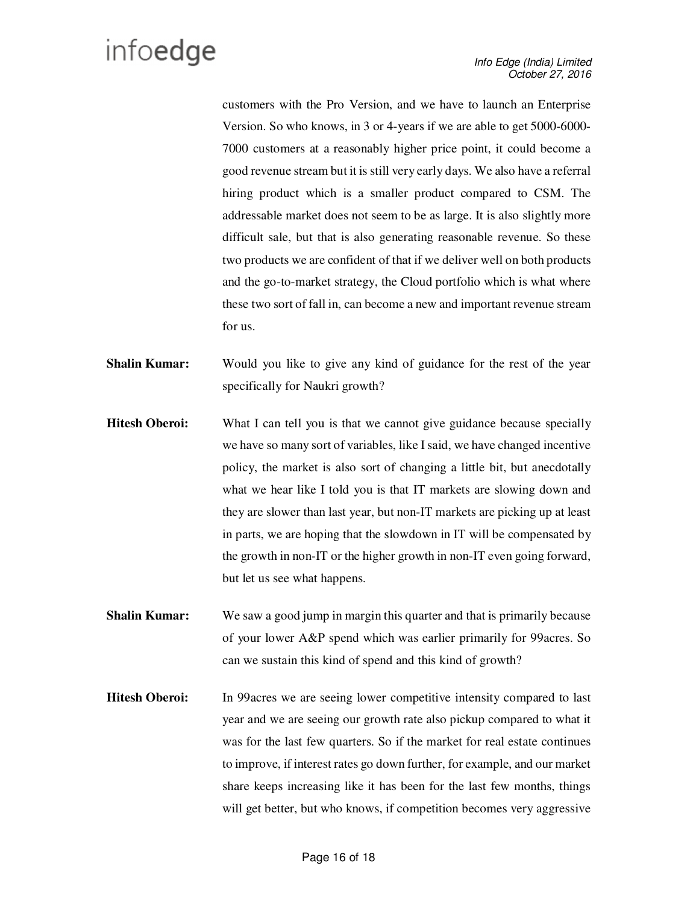customers with the Pro Version, and we have to launch an Enterprise Version. So who knows, in 3 or 4-years if we are able to get 5000-6000-7000 customers at a reasonably higher price point, it could become a good revenue stream but it is still very early days. We also have a referral hiring product which is a smaller product compared to CSM. The addressable market does not seem to be as large. It is also slightly more difficult sale, but that is also generating reasonable revenue. So these two products we are confident of that if we deliver well on both products and the go-to-market strategy, the Cloud portfolio which is what where these two sort of fall in, can become a new and important revenue stream for us.

**Shalin Kumar:** Would you like to give any kind of guidance for the rest of the year specifically for Naukri growth?

**Hitesh Oberoi:** What I can tell you is that we cannot give guidance because specially we have so many sort of variables, like I said, we have changed incentive policy, the market is also sort of changing a little bit, but anecdotally what we hear like I told you is that IT markets are slowing down and they are slower than last year, but non-IT markets are picking up at least in parts, we are hoping that the slowdown in IT will be compensated by the growth in non-IT or the higher growth in non-IT even going forward, but let us see what happens.

**Shalin Kumar:** We saw a good jump in margin this quarter and that is primarily because of your lower A&P spend which was earlier primarily for 99acres. So can we sustain this kind of spend and this kind of growth?

**Hitesh Oberoi:** In 99acres we are seeing lower competitive intensity compared to last year and we are seeing our growth rate also pickup compared to what it was for the last few quarters. So if the market for real estate continues to improve, if interest rates go down further, for example, and our market share keeps increasing like it has been for the last few months, things will get better, but who knows, if competition becomes very aggressive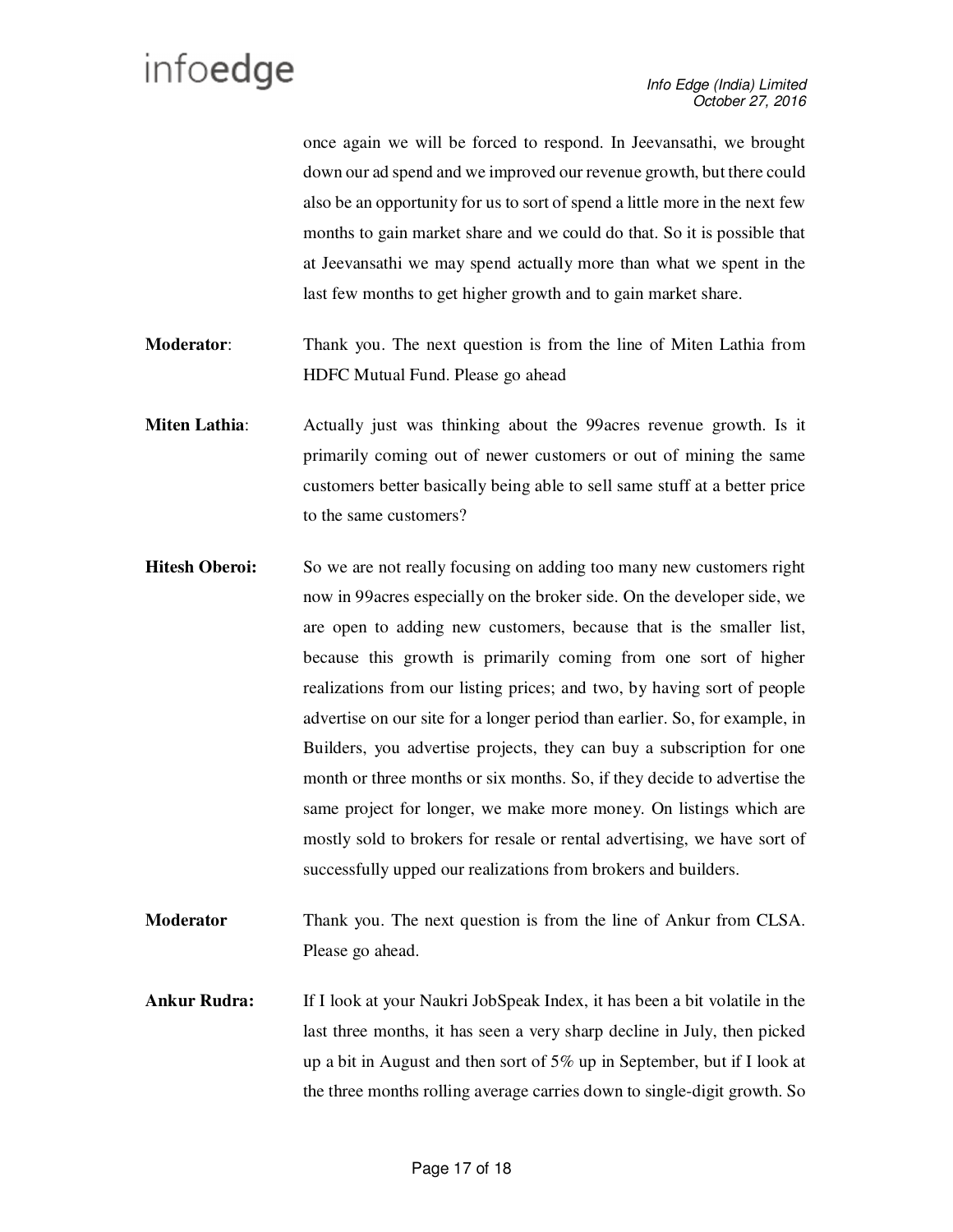once again we will be forced to respond. In Jeevansathi, we brought down our ad spend and we improved our revenue growth, but there could also be an opportunity for us to sort of spend a little more in the next few months to gain market share and we could do that. So it is possible that at Jeevansathi we may spend actually more than what we spent in the last few months to get higher growth and to gain market share.

**Moderator**: Thank you. The next question is from the line of Miten Lathia from HDFC Mutual Fund. Please go ahead

**Miten Lathia**: Actually just was thinking about the 99acres revenue growth. Is it primarily coming out of newer customers or out of mining the same customers better basically being able to sell same stuff at a better price to the same customers?

**Hitesh Oberoi:** So we are not really focusing on adding too many new customers right now in 99acres especially on the broker side. On the developer side, we are open to adding new customers, because that is the smaller list, because this growth is primarily coming from one sort of higher realizations from our listing prices; and two, by having sort of people advertise on our site for a longer period than earlier. So, for example, in Builders, you advertise projects, they can buy a subscription for one month or three months or six months. So, if they decide to advertise the same project for longer, we make more money. On listings which are mostly sold to brokers for resale or rental advertising, we have sort of successfully upped our realizations from brokers and builders.

**Moderator** Thank you. The next question is from the line of Ankur from CLSA. Please go ahead.

**Ankur Rudra:** If I look at your Naukri JobSpeak Index, it has been a bit volatile in the last three months, it has seen a very sharp decline in July, then picked up a bit in August and then sort of 5% up in September, but if I look at the three months rolling average carries down to single-digit growth. So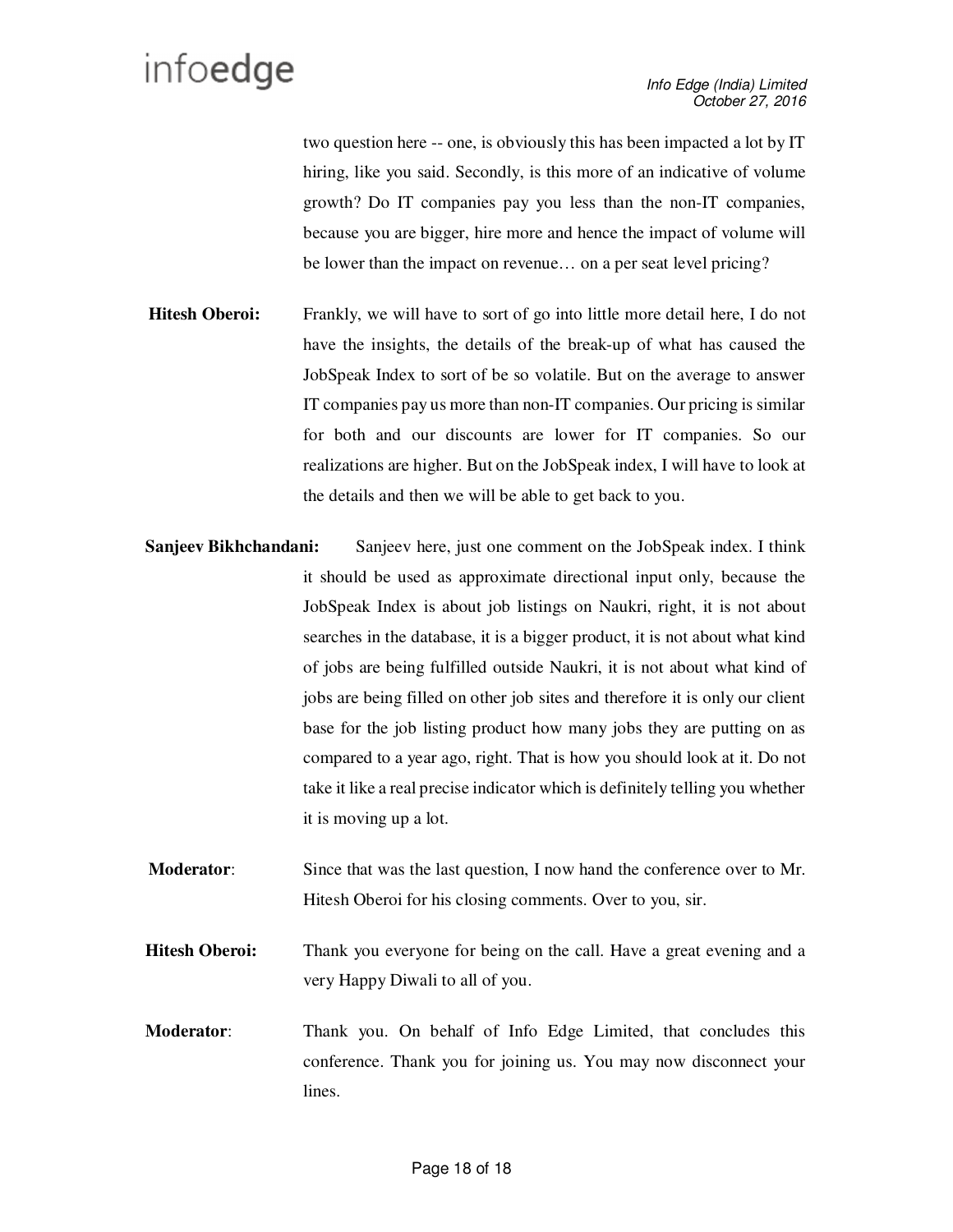two question here -- one, is obviously this has been impacted a lot by IT hiring, like you said. Secondly, is this more of an indicative of volume growth? Do IT companies pay you less than the non-IT companies, because you are bigger, hire more and hence the impact of volume will be lower than the impact on revenue… on a per seat level pricing?

**Hitesh Oberoi:** Frankly, we will have to sort of go into little more detail here, I do not have the insights, the details of the break-up of what has caused the JobSpeak Index to sort of be so volatile. But on the average to answer IT companies pay us more than non-IT companies. Our pricing is similar for both and our discounts are lower for IT companies. So our realizations are higher. But on the JobSpeak index, I will have to look at the details and then we will be able to get back to you.

**Sanjeev Bikhchandani:** Sanjeev here, just one comment on the JobSpeak index. I think it should be used as approximate directional input only, because the JobSpeak Index is about job listings on Naukri, right, it is not about searches in the database, it is a bigger product, it is not about what kind of jobs are being fulfilled outside Naukri, it is not about what kind of jobs are being filled on other job sites and therefore it is only our client base for the job listing product how many jobs they are putting on as compared to a year ago, right. That is how you should look at it. Do not take it like a real precise indicator which is definitely telling you whether it is moving up a lot.

**Moderator**: Since that was the last question, I now hand the conference over to Mr. Hitesh Oberoi for his closing comments. Over to you, sir.

**Hitesh Oberoi:** Thank you everyone for being on the call. Have a great evening and a very Happy Diwali to all of you.

**Moderator**: Thank you. On behalf of Info Edge Limited, that concludes this conference. Thank you for joining us. You may now disconnect your lines.